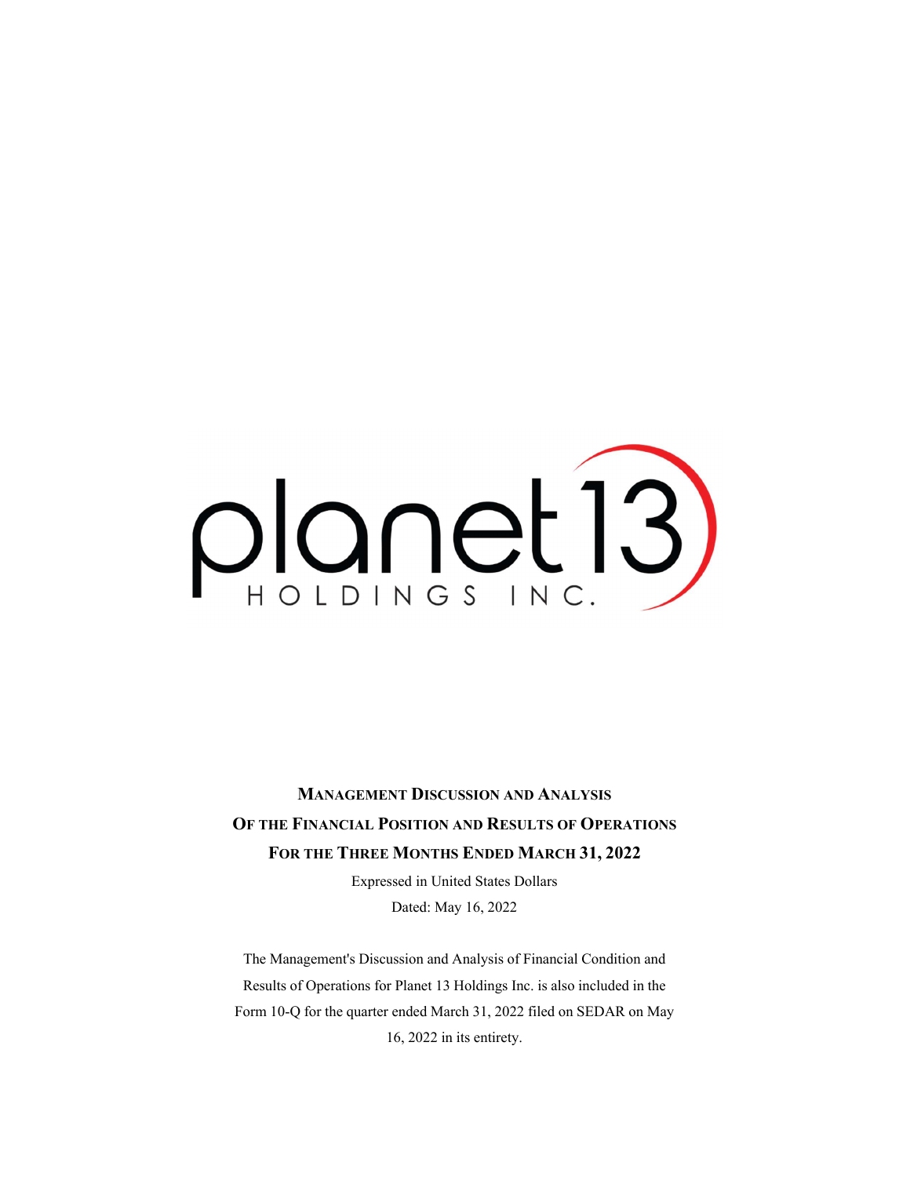planet13 HOLDINGS INC.

# MANAGEMENT DISCUSSION AND ANALYSIS OF THE FINANCIAL POSITION AND RESULTS OF OPERATIONS FOR THE THREE MONTHS ENDED MARCH 31, 2022

Expressed in United States Dollars

Dated: May 16, 2022

The Management's Discussion and Analysis of Financial Condition and Results of Operations for Planet 13 Holdings Inc. is also included in the Form 10-Q for the quarter ended March 31, 2022 filed on SEDAR on May 16, 2022 in its entirety.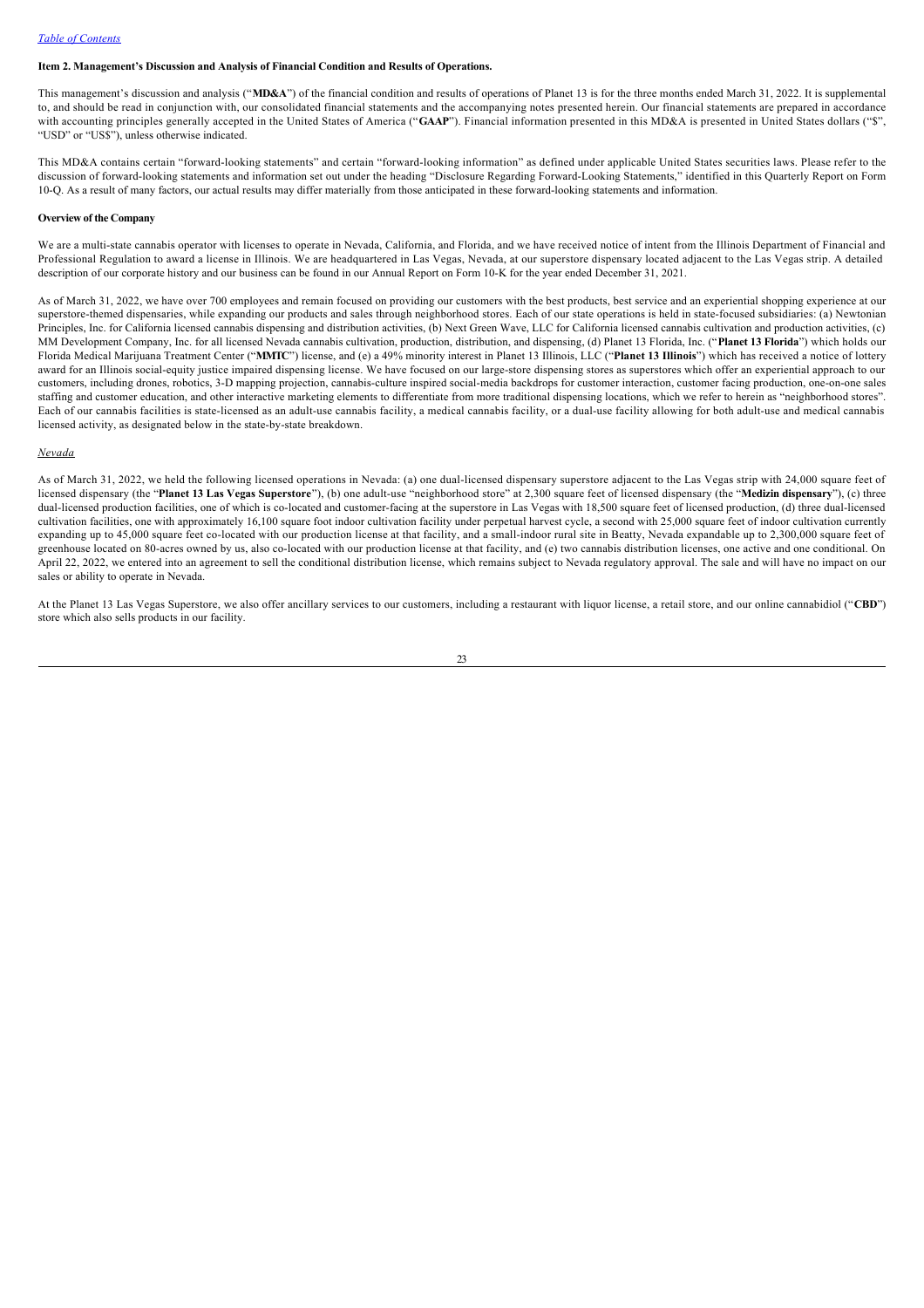**Item 2. Management's Discussion and Analysis of Financial Condition and Results of Operations.**

This management's discussion and analysis ("**MD&A**") of the financial condition and results of operations of Planet 13 is for the three months ended March 31, 2022. It is supplemental to, and should be read in conjunction with, our consolidated financial statements and the accompanying notes presented herein. Our financial statements are prepared in accordance with accounting principles generally accepted in the United States of America ("**GAAP**"). Financial information presented in this MD&A is presented in United States dollars ("$", "USD" or "US$"), unless otherwise indicated.

This MD&A contains certain "forward-looking statements" and certain "forward-looking information" as defined under applicable United States securities laws. Please refer to the discussion of forward-looking statements and information set out under the heading "Disclosure Regarding Forward-Looking Statements," identified in this Quarterly Report on Form 10-Q. As a result of many factors, our actual results may differ materially from those anticipated in these forward-looking statements and information.

**Overview of the Company**

We are a multi-state cannabis operator with licenses to operate in Nevada, California, and Florida, and we have received notice of intent from the Illinois Department of Financial and Professional Regulation to award a license in Illinois. We are headquartered in Las Vegas, Nevada, at our superstore dispensary located adjacent to the Las Vegas strip. A detailed description of our corporate history and our business can be found in our Annual Report on Form 10-K for the year ended December 31, 2021.

As of March 31, 2022, we have over 700 employees and remain focused on providing our customers with the best products, best service and an experiential shopping experience at our superstore-themed dispensaries, while expanding our products and sales through neighborhood stores. Each of our state operations is held in state-focused subsidiaries: (a) Newtonian Principles, Inc. for California licensed cannabis dispensing and distribution activities, (b) Next Green Wave, LLC for California licensed cannabis cultivation and production activities, (c) MM Development Company, Inc. for all licensed Nevada cannabis cultivation, production, distribution, and dispensing, (d) Planet 13 Florida, Inc. ("**Planet 13 Florida**") which holds our Florida Medical Marijuana Treatment Center ("**MMTC**") license, and (e) a 49% minority interest in Planet 13 Illinois, LLC ("**Planet 13 Illinois**") which has received a notice of lottery award for an Illinois social-equity justice impaired dispensing license. We have focused on our large-store dispensing stores as superstores which offer an experiential approach to our customers, including drones, robotics, 3-D mapping projection, cannabis-culture inspired social-media backdrops for customer interaction, customer facing production, one-on-one sales staffing and customer education, and other interactive marketing elements to differentiate from more traditional dispensing locations, which we refer to herein as "neighborhood stores". Each of our cannabis facilities is state-licensed as an adult-use cannabis facility, a medical cannabis facility, or a dual-use facility allowing for both adult-use and medical cannabis licensed activity, as designated below in the state-by-state breakdown.

*Nevada*

As of March 31, 2022, we held the following licensed operations in Nevada: (a) one dual-licensed dispensary superstore adjacent to the Las Vegas strip with 24,000 square feet of licensed dispensary (the "**Planet 13 Las Vegas Superstore**"), (b) one adult-use "neighborhood store" at 2,300 square feet of licensed dispensary (the "**Medizin dispensary**"), (c) three dual-licensed production facilities, one of which is co-located and customer-facing at the superstore in Las Vegas with 18,500 square feet of licensed production, (d) three dual-licensed cultivation facilities, one with approximately 16,100 square foot indoor cultivation facility under perpetual harvest cycle, a second with 25,000 square feet of indoor cultivation currently expanding up to 45,000 square feet co-located with our production license at that facility, and a small-indoor rural site in Beatty, Nevada expandable up to 2,300,000 square feet of greenhouse located on 80-acres owned by us, also co-located with our production license at that facility, and (e) two cannabis distribution licenses, one active and one conditional. On April 22, 2022, we entered into an agreement to sell the conditional distribution license, which remains subject to Nevada regulatory approval. The sale and will have no impact on our sales or ability to operate in Nevada.

At the Planet 13 Las Vegas Superstore, we also offer ancillary services to our customers, including a restaurant with liquor license, a retail store, and our online cannabidiol ("**CBD**") store which also sells products in our facility.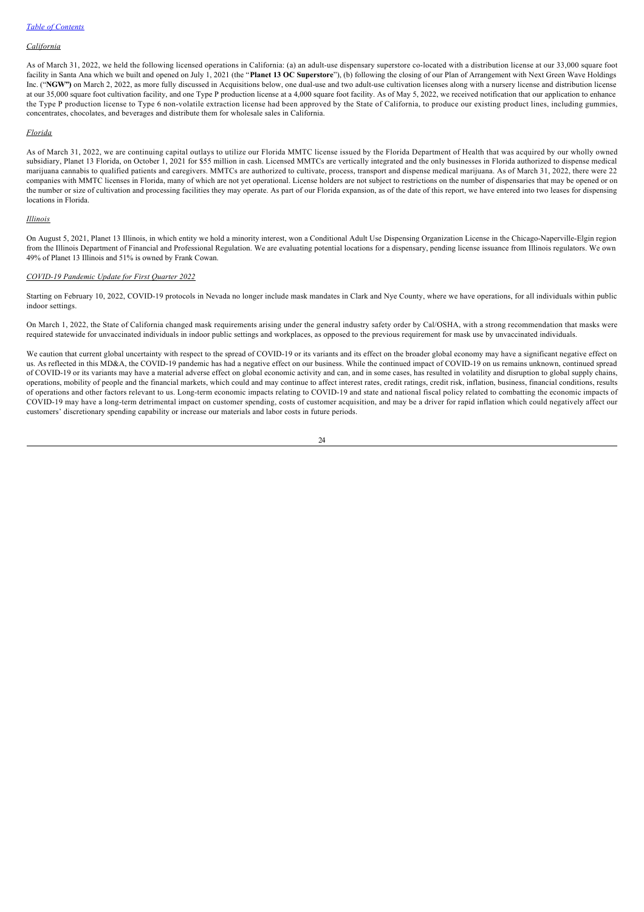*California*

As of March 31, 2022, we held the following licensed operations in California: (a) an adult-use dispensary superstore co-located with a distribution license at our 33,000 square foot facility in Santa Ana which we built and opened on July 1, 2021 (the "**Planet 13 OC Superstore**"), (b) following the closing of our Plan of Arrangement with Next Green Wave Holdings Inc. ("**NGW")** on March 2, 2022, as more fully discussed in Acquisitions below, one dual-use and two adult-use cultivation licenses along with a nursery license and distribution license at our 35,000 square foot cultivation facility, and one Type P production license at a 4,000 square foot facility. As of May 5, 2022, we received notification that our application to enhance the Type P production license to Type 6 non-volatile extraction license had been approved by the State of California, to produce our existing product lines, including gummies, concentrates, chocolates, and beverages and distribute them for wholesale sales in California.

*Florida*

As of March 31, 2022, we are continuing capital outlays to utilize our Florida MMTC license issued by the Florida Department of Health that was acquired by our wholly owned subsidiary, Planet 13 Florida, on October 1, 2021 for $55 million in cash. Licensed MMTCs are vertically integrated and the only businesses in Florida authorized to dispense medical marijuana cannabis to qualified patients and caregivers. MMTCs are authorized to cultivate, process, transport and dispense medical marijuana. As of March 31, 2022, there were 22 companies with MMTC licenses in Florida, many of which are not yet operational. License holders are not subject to restrictions on the number of dispensaries that may be opened or on the number or size of cultivation and processing facilities they may operate. As part of our Florida expansion, as of the date of this report, we have entered into two leases for dispensing locations in Florida.

*Illinois*

On August 5, 2021, Planet 13 Illinois, in which entity we hold a minority interest, won a Conditional Adult Use Dispensing Organization License in the Chicago-Naperville-Elgin region from the Illinois Department of Financial and Professional Regulation. We are evaluating potential locations for a dispensary, pending license issuance from Illinois regulators. We own 49% of Planet 13 Illinois and 51% is owned by Frank Cowan.

*COVID-19 Pandemic Update for First Quarter 2022*

Starting on February 10, 2022, COVID-19 protocols in Nevada no longer include mask mandates in Clark and Nye County, where we have operations, for all individuals within public indoor settings.

On March 1, 2022, the State of California changed mask requirements arising under the general industry safety order by Cal/OSHA, with a strong recommendation that masks were required statewide for unvaccinated individuals in indoor public settings and workplaces, as opposed to the previous requirement for mask use by unvaccinated individuals.

We caution that current global uncertainty with respect to the spread of COVID-19 or its variants and its effect on the broader global economy may have a significant negative effect on us. As reflected in this MD&A, the COVID-19 pandemic has had a negative effect on our business. While the continued impact of COVID-19 on us remains unknown, continued spread of COVID-19 or its variants may have a material adverse effect on global economic activity and can, and in some cases, has resulted in volatility and disruption to global supply chains, operations, mobility of people and the financial markets, which could and may continue to affect interest rates, credit ratings, credit risk, inflation, business, financial conditions, results of operations and other factors relevant to us. Long-term economic impacts relating to COVID-19 and state and national fiscal policy related to combatting the economic impacts of COVID-19 may have a long-term detrimental impact on customer spending, costs of customer acquisition, and may be a driver for rapid inflation which could negatively affect our customers' discretionary spending capability or increase our materials and labor costs in future periods.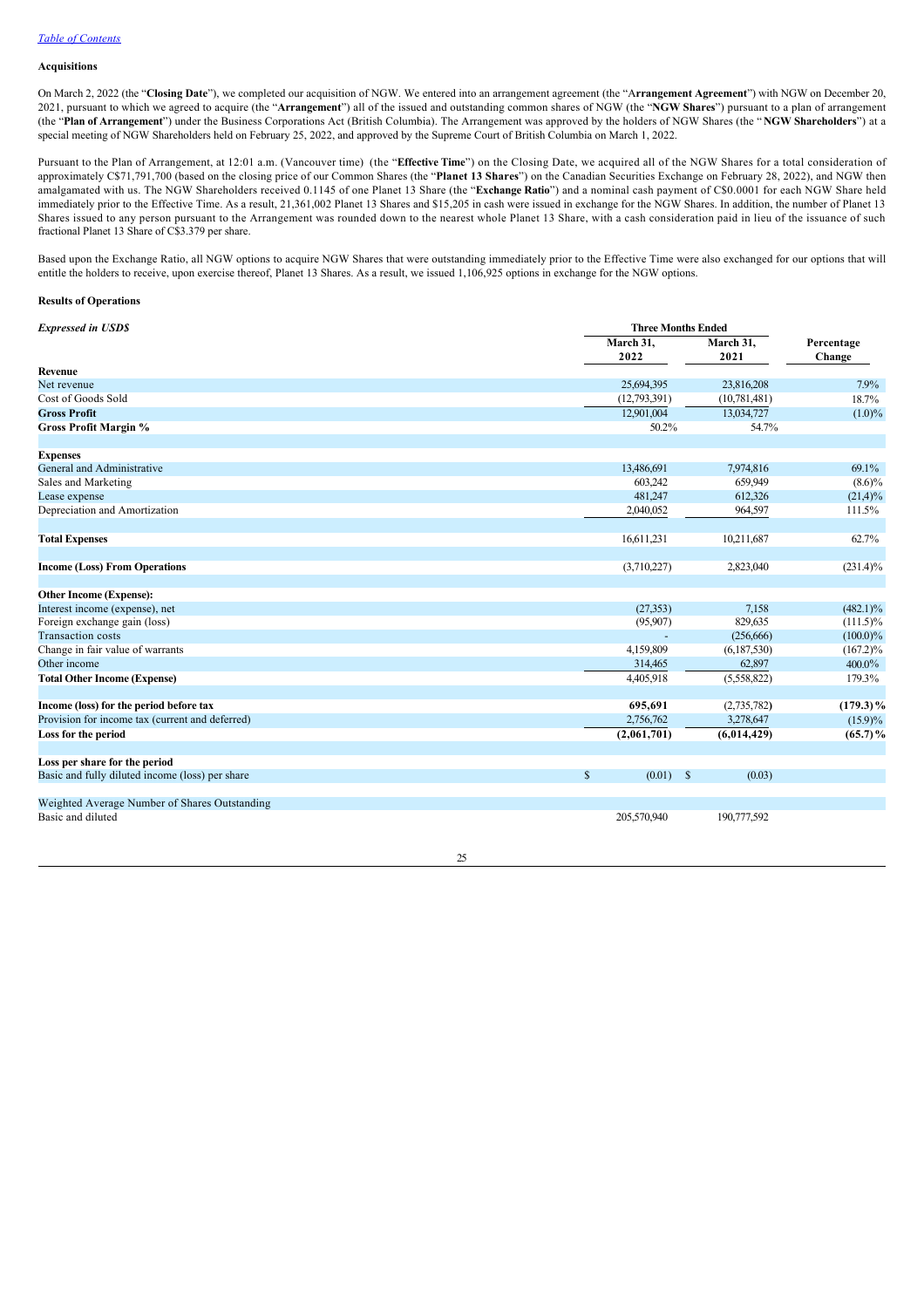### Acquisitions

On March 2, 2022 (the "**Closing Date**"), we completed our acquisition of NGW. We entered into an arrangement agreement (the "**Arrangement Agreement**") with NGW on December 20, 2021, pursuant to which we agreed to acquire (the "**Arrangement**") all of the issued and outstanding common shares of NGW (the "**NGW Shares**") pursuant to a plan of arrangement (the "**Plan of Arrangement**") under the Business Corporations Act (British Columbia). The Arrangement was approved by the holders of NGW Shares (the "**NGW Shareholders**") at a special meeting of NGW Shareholders held on February 25, 2022, and approved by the Supreme Court of British Columbia on March 1, 2022.

Pursuant to the Plan of Arrangement, at 12:01 a.m. (Vancouver time) (the "**Effective Time**") on the Closing Date, we acquired all of the NGW Shares for a total consideration of approximately C$71,791,700 (based on the closing price of our Common Shares (the "**Planet 13 Shares**") on the Canadian Securities Exchange on February 28, 2022), and NGW then amalgamated with us. The NGW Shareholders received 0.1145 of one Planet 13 Share (the "**Exchange Ratio**") and a nominal cash payment of C$0.0001 for each NGW Share held immediately prior to the Effective Time. As a result, 21,361,002 Planet 13 Shares and $15,205 in cash were issued in exchange for the NGW Shares. In addition, the number of Planet 13 Shares issued to any person pursuant to the Arrangement was rounded down to the nearest whole Planet 13 Share, with a cash consideration paid in lieu of the issuance of such fractional Planet 13 Share of C$3.379 per share.

Based upon the Exchange Ratio, all NGW options to acquire NGW Shares that were outstanding immediately prior to the Effective Time were also exchanged for our options that will entitle the holders to receive, upon exercise thereof, Planet 13 Shares. As a result, we issued 1,106,925 options in exchange for the NGW options.

### Results of Operations

| *Expressed in USD$* | Three Months Ended | | |
|---|---|---|---|
| | March 31, 2022 | March 31, 2021 | Percentage Change |
| **Revenue** | | | |
| Net revenue | 25,694,395 | 23,816,208 | 7.9% |
| Cost of Goods Sold | (12,793,391) | (10,781,481) | 18.7% |
| **Gross Profit** | 12,901,004 | 13,034,727 | (1.0)% |
| **Gross Profit Margin %** | 50.2% | 54.7% | |
| | | | |
| **Expenses** | | | |
| General and Administrative | 13,486,691 | 7,974,816 | 69.1% |
| Sales and Marketing | 603,242 | 659,949 | (8.6)% |
| Lease expense | 481,247 | 612,326 | (21,4)% |
| Depreciation and Amortization | 2,040,052 | 964,597 | 111.5% |
| | | | |
| **Total Expenses** | 16,611,231 | 10,211,687 | 62.7% |
| | | | |
| **Income (Loss) From Operations** | (3,710,227) | 2,823,040 | (231.4)% |
| | | | |
| **Other Income (Expense):** | | | |
| Interest income (expense), net | (27,353) | 7,158 | (482.1)% |
| Foreign exchange gain (loss) | (95,907) | 829,635 | (111.5)% |
| Transaction costs | - | (256,666) | (100.0)% |
| Change in fair value of warrants | 4,159,809 | (6,187,530) | (167.2)% |
| Other income | 314,465 | 62,897 | 400.0% |
| **Total Other Income (Expense)** | 4,405,918 | (5,558,822) | 179.3% |
| | | | |
| **Income (loss) for the period before tax** | **695,691** | (2,735,782) | **(179.3)%** |
| Provision for income tax (current and deferred) | 2,756,762 | 3,278,647 | (15.9)% |
| **Loss for the period** | **(2,061,701)** | **(6,014,429)** | **(65.7)%** |
| | | | |
| **Loss per share for the period** | | | |
| Basic and fully diluted income (loss) per share | $ (0.01) | $ (0.03) | |
| | | | |
| Weighted Average Number of Shares Outstanding | | | |
| Basic and diluted | 205,570,940 | 190,777,592 | |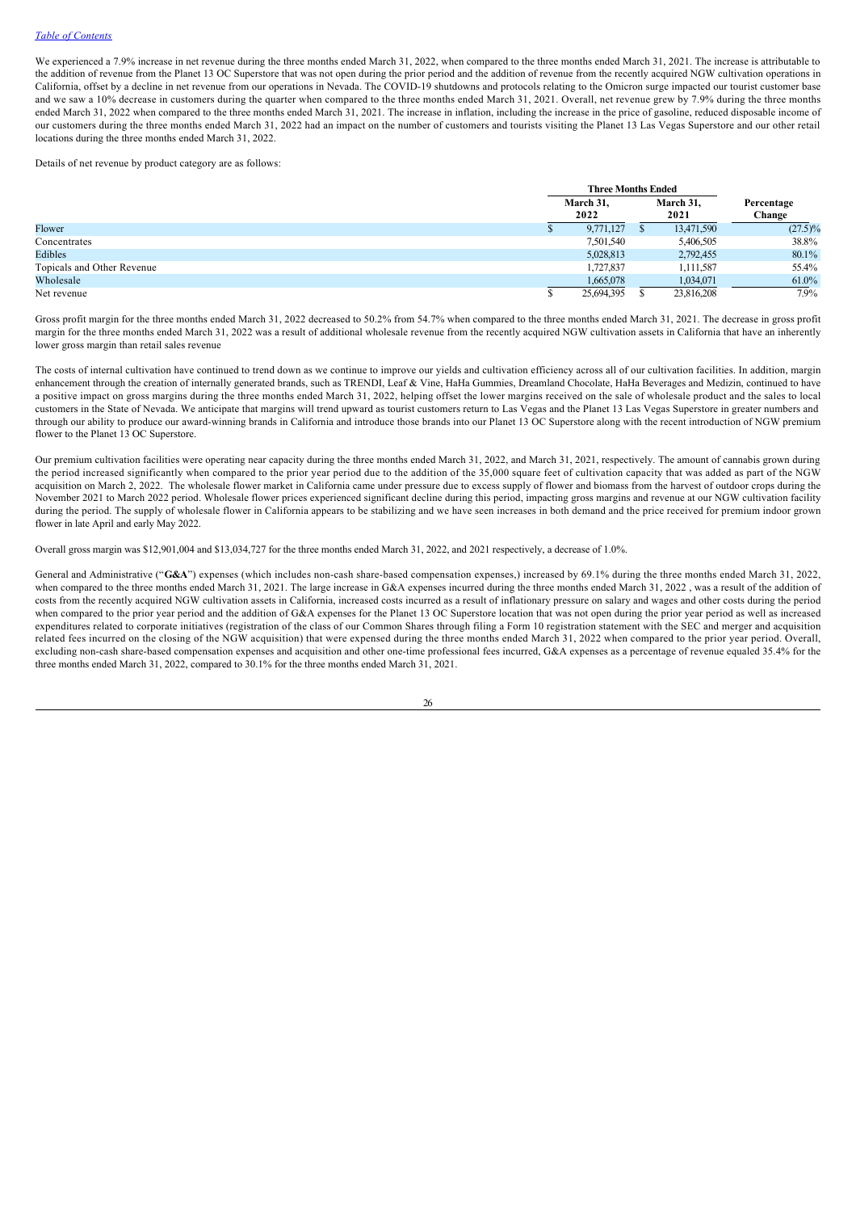We experienced a 7.9% increase in net revenue during the three months ended March 31, 2022, when compared to the three months ended March 31, 2021. The increase is attributable to the addition of revenue from the Planet 13 OC Superstore that was not open during the prior period and the addition of revenue from the recently acquired NGW cultivation operations in California, offset by a decline in net revenue from our operations in Nevada. The COVID-19 shutdowns and protocols relating to the Omicron surge impacted our tourist customer base and we saw a 10% decrease in customers during the quarter when compared to the three months ended March 31, 2021. Overall, net revenue grew by 7.9% during the three months ended March 31, 2022 when compared to the three months ended March 31, 2021. The increase in inflation, including the increase in the price of gasoline, reduced disposable income of our customers during the three months ended March 31, 2022 had an impact on the number of customers and tourists visiting the Planet 13 Las Vegas Superstore and our other retail locations during the three months ended March 31, 2022.

Details of net revenue by product category are as follows:

| | Three Months Ended | | |
|---|---|---|---|
| | March 31, 2022 | March 31, 2021 | Percentage Change |
| Flower | $ 9,771,127 | $ 13,471,590 | (27.5)% |
| Concentrates | 7,501,540 | 5,406,505 | 38.8% |
| Edibles | 5,028,813 | 2,792,455 | 80.1% |
| Topicals and Other Revenue | 1,727,837 | 1,111,587 | 55.4% |
| Wholesale | 1,665,078 | 1,034,071 | 61.0% |
| Net revenue | $ 25,694,395 | $ 23,816,208 | 7.9% |

Gross profit margin for the three months ended March 31, 2022 decreased to 50.2% from 54.7% when compared to the three months ended March 31, 2021. The decrease in gross profit margin for the three months ended March 31, 2022 was a result of additional wholesale revenue from the recently acquired NGW cultivation assets in California that have an inherently lower gross margin than retail sales revenue

The costs of internal cultivation have continued to trend down as we continue to improve our yields and cultivation efficiency across all of our cultivation facilities. In addition, margin enhancement through the creation of internally generated brands, such as TRENDI, Leaf & Vine, HaHa Gummies, Dreamland Chocolate, HaHa Beverages and Medizin, continued to have a positive impact on gross margins during the three months ended March 31, 2022, helping offset the lower margins received on the sale of wholesale product and the sales to local customers in the State of Nevada. We anticipate that margins will trend upward as tourist customers return to Las Vegas and the Planet 13 Las Vegas Superstore in greater numbers and through our ability to produce our award-winning brands in California and introduce those brands into our Planet 13 OC Superstore along with the recent introduction of NGW premium flower to the Planet 13 OC Superstore.

Our premium cultivation facilities were operating near capacity during the three months ended March 31, 2022, and March 31, 2021, respectively. The amount of cannabis grown during the period increased significantly when compared to the prior year period due to the addition of the 35,000 square feet of cultivation capacity that was added as part of the NGW acquisition on March 2, 2022. The wholesale flower market in California came under pressure due to excess supply of flower and biomass from the harvest of outdoor crops during the November 2021 to March 2022 period. Wholesale flower prices experienced significant decline during this period, impacting gross margins and revenue at our NGW cultivation facility during the period. The supply of wholesale flower in California appears to be stabilizing and we have seen increases in both demand and the price received for premium indoor grown flower in late April and early May 2022.

Overall gross margin was $12,901,004 and $13,034,727 for the three months ended March 31, 2022, and 2021 respectively, a decrease of 1.0%.

General and Administrative ("**G&A**") expenses (which includes non-cash share-based compensation expenses,) increased by 69.1% during the three months ended March 31, 2022, when compared to the three months ended March 31, 2021. The large increase in G&A expenses incurred during the three months ended March 31, 2022 , was a result of the addition of costs from the recently acquired NGW cultivation assets in California, increased costs incurred as a result of inflationary pressure on salary and wages and other costs during the period when compared to the prior year period and the addition of G&A expenses for the Planet 13 OC Superstore location that was not open during the prior year period as well as increased expenditures related to corporate initiatives (registration of the class of our Common Shares through filing a Form 10 registration statement with the SEC and merger and acquisition related fees incurred on the closing of the NGW acquisition) that were expensed during the three months ended March 31, 2022 when compared to the prior year period. Overall, excluding non-cash share-based compensation expenses and acquisition and other one-time professional fees incurred, G&A expenses as a percentage of revenue equaled 35.4% for the three months ended March 31, 2022, compared to 30.1% for the three months ended March 31, 2021.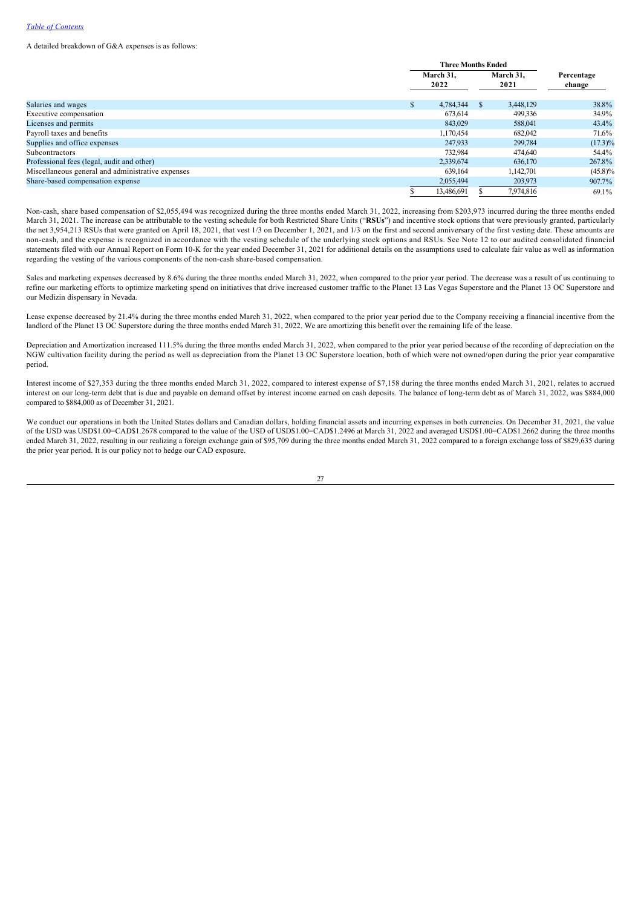A detailed breakdown of G&A expenses is as follows:

| | Three Months Ended | | |
|---|---|---|---|
| | March 31, 2022 | March 31, 2021 | Percentage change |
| Salaries and wages | $ 4,784,344 | $ 3,448,129 | 38.8% |
| Executive compensation | 673,614 | 499,336 | 34.9% |
| Licenses and permits | 843,029 | 588,041 | 43.4% |
| Payroll taxes and benefits | 1,170,454 | 682,042 | 71.6% |
| Supplies and office expenses | 247,933 | 299,784 | (17.3)% |
| Subcontractors | 732,984 | 474,640 | 54.4% |
| Professional fees (legal, audit and other) | 2,339,674 | 636,170 | 267.8% |
| Miscellaneous general and administrative expenses | 639,164 | 1,142,701 | (45.8)% |
| Share-based compensation expense | 2,055,494 | 203,973 | 907.7% |
| | $ 13,486,691 | $ 7,974,816 | 69.1% |

Non-cash, share based compensation of $2,055,494 was recognized during the three months ended March 31, 2022, increasing from $203,973 incurred during the three months ended March 31, 2021. The increase can be attributable to the vesting schedule for both Restricted Share Units ("**RSUs**") and incentive stock options that were previously granted, particularly the net 3,954,213 RSUs that were granted on April 18, 2021, that vest 1/3 on December 1, 2021, and 1/3 on the first and second anniversary of the first vesting date. These amounts are non-cash, and the expense is recognized in accordance with the vesting schedule of the underlying stock options and RSUs. See Note 12 to our audited consolidated financial statements filed with our Annual Report on Form 10-K for the year ended December 31, 2021 for additional details on the assumptions used to calculate fair value as well as information regarding the vesting of the various components of the non-cash share-based compensation.

Sales and marketing expenses decreased by 8.6% during the three months ended March 31, 2022, when compared to the prior year period. The decrease was a result of us continuing to refine our marketing efforts to optimize marketing spend on initiatives that drive increased customer traffic to the Planet 13 Las Vegas Superstore and the Planet 13 OC Superstore and our Medizin dispensary in Nevada.

Lease expense decreased by 21.4% during the three months ended March 31, 2022, when compared to the prior year period due to the Company receiving a financial incentive from the landlord of the Planet 13 OC Superstore during the three months ended March 31, 2022. We are amortizing this benefit over the remaining life of the lease.

Depreciation and Amortization increased 111.5% during the three months ended March 31, 2022, when compared to the prior year period because of the recording of depreciation on the NGW cultivation facility during the period as well as depreciation from the Planet 13 OC Superstore location, both of which were not owned/open during the prior year comparative period.

Interest income of $27,353 during the three months ended March 31, 2022, compared to interest expense of $7,158 during the three months ended March 31, 2021, relates to accrued interest on our long-term debt that is due and payable on demand offset by interest income earned on cash deposits. The balance of long-term debt as of March 31, 2022, was $884,000 compared to $884,000 as of December 31, 2021.

We conduct our operations in both the United States dollars and Canadian dollars, holding financial assets and incurring expenses in both currencies. On December 31, 2021, the value of the USD was USD$1.00=CAD$1.2678 compared to the value of the USD of USD$1.00=CAD$1.2496 at March 31, 2022 and averaged USD$1.00=CAD$1.2662 during the three months ended March 31, 2022, resulting in our realizing a foreign exchange gain of $95,709 during the three months ended March 31, 2022 compared to a foreign exchange loss of $829,635 during the prior year period. It is our policy not to hedge our CAD exposure.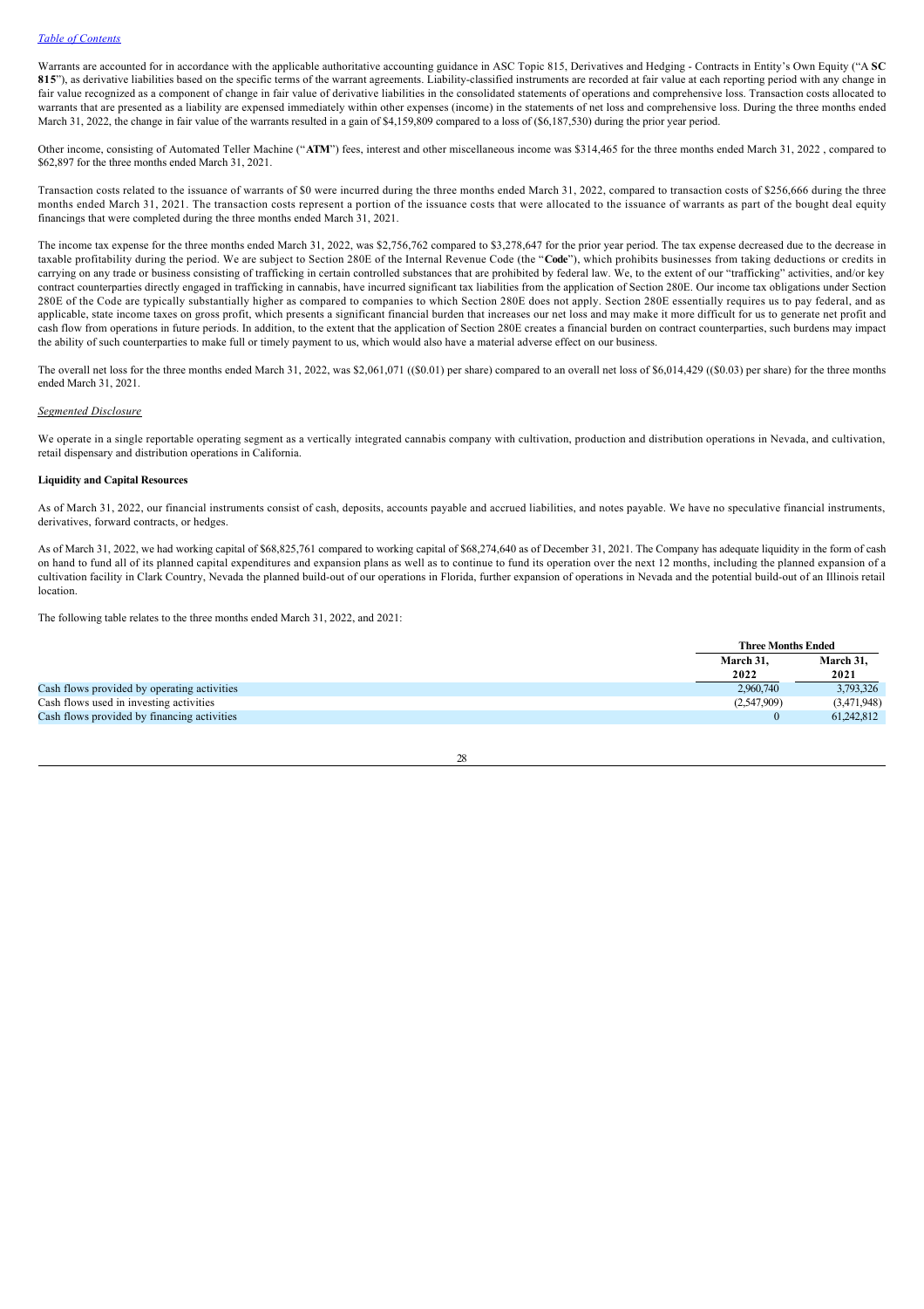Warrants are accounted for in accordance with the applicable authoritative accounting guidance in ASC Topic 815, Derivatives and Hedging - Contracts in Entity's Own Equity ("A **SC 815**"), as derivative liabilities based on the specific terms of the warrant agreements. Liability-classified instruments are recorded at fair value at each reporting period with any change in fair value recognized as a component of change in fair value of derivative liabilities in the consolidated statements of operations and comprehensive loss. Transaction costs allocated to warrants that are presented as a liability are expensed immediately within other expenses (income) in the statements of net loss and comprehensive loss. During the three months ended March 31, 2022, the change in fair value of the warrants resulted in a gain of $4,159,809 compared to a loss of ($6,187,530) during the prior year period.

Other income, consisting of Automated Teller Machine ("**ATM**") fees, interest and other miscellaneous income was $314,465 for the three months ended March 31, 2022 , compared to $62,897 for the three months ended March 31, 2021.

Transaction costs related to the issuance of warrants of $0 were incurred during the three months ended March 31, 2022, compared to transaction costs of $256,666 during the three months ended March 31, 2021. The transaction costs represent a portion of the issuance costs that were allocated to the issuance of warrants as part of the bought deal equity financings that were completed during the three months ended March 31, 2021.

The income tax expense for the three months ended March 31, 2022, was $2,756,762 compared to $3,278,647 for the prior year period. The tax expense decreased due to the decrease in taxable profitability during the period. We are subject to Section 280E of the Internal Revenue Code (the "**Code**"), which prohibits businesses from taking deductions or credits in carrying on any trade or business consisting of trafficking in certain controlled substances that are prohibited by federal law. We, to the extent of our "trafficking" activities, and/or key contract counterparties directly engaged in trafficking in cannabis, have incurred significant tax liabilities from the application of Section 280E. Our income tax obligations under Section 280E of the Code are typically substantially higher as compared to companies to which Section 280E does not apply. Section 280E essentially requires us to pay federal, and as applicable, state income taxes on gross profit, which presents a significant financial burden that increases our net loss and may make it more difficult for us to generate net profit and cash flow from operations in future periods. In addition, to the extent that the application of Section 280E creates a financial burden on contract counterparties, such burdens may impact the ability of such counterparties to make full or timely payment to us, which would also have a material adverse effect on our business.

The overall net loss for the three months ended March 31, 2022, was $2,061,071 (($0.01) per share) compared to an overall net loss of $6,014,429 (($0.03) per share) for the three months ended March 31, 2021.

*Segmented Disclosure*

We operate in a single reportable operating segment as a vertically integrated cannabis company with cultivation, production and distribution operations in Nevada, and cultivation, retail dispensary and distribution operations in California.

**Liquidity and Capital Resources**

As of March 31, 2022, our financial instruments consist of cash, deposits, accounts payable and accrued liabilities, and notes payable. We have no speculative financial instruments, derivatives, forward contracts, or hedges.

As of March 31, 2022, we had working capital of $68,825,761 compared to working capital of $68,274,640 as of December 31, 2021. The Company has adequate liquidity in the form of cash on hand to fund all of its planned capital expenditures and expansion plans as well as to continue to fund its operation over the next 12 months, including the planned expansion of a cultivation facility in Clark Country, Nevada the planned build-out of our operations in Florida, further expansion of operations in Nevada and the potential build-out of an Illinois retail location.

The following table relates to the three months ended March 31, 2022, and 2021:

| | Three Months Ended | |
|---|---|---|
| | March 31, 2022 | March 31, 2021 |
| Cash flows provided by operating activities | 2,960,740 | 3,793,326 |
| Cash flows used in investing activities | (2,547,909) | (3,471,948) |
| Cash flows provided by financing activities | 0 | 61,242,812 |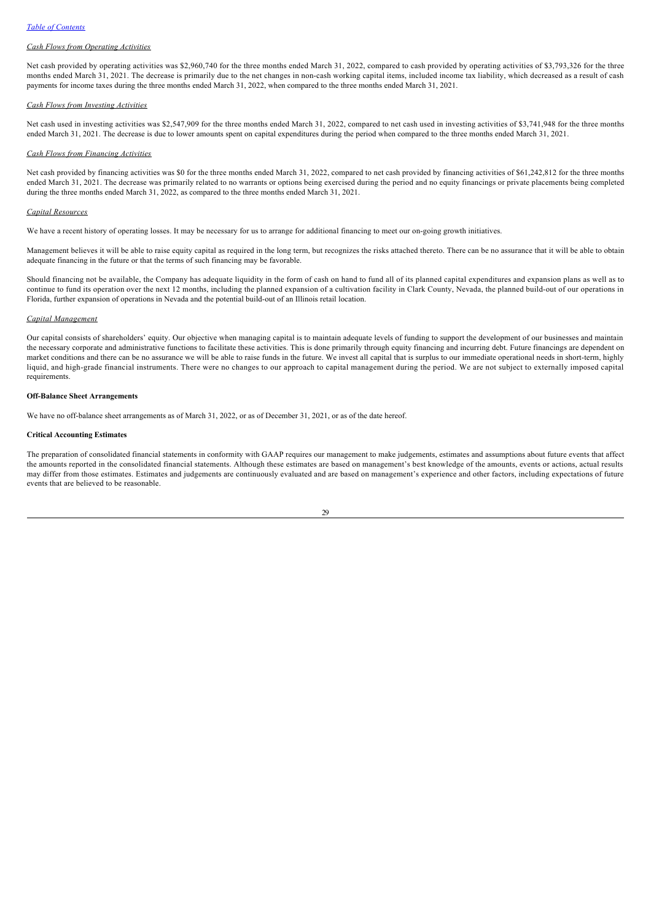*Cash Flows from Operating Activities*

Net cash provided by operating activities was $2,960,740 for the three months ended March 31, 2022, compared to cash provided by operating activities of $3,793,326 for the three months ended March 31, 2021. The decrease is primarily due to the net changes in non-cash working capital items, included income tax liability, which decreased as a result of cash payments for income taxes during the three months ended March 31, 2022, when compared to the three months ended March 31, 2021.

*Cash Flows from Investing Activities*

Net cash used in investing activities was $2,547,909 for the three months ended March 31, 2022, compared to net cash used in investing activities of $3,741,948 for the three months ended March 31, 2021. The decrease is due to lower amounts spent on capital expenditures during the period when compared to the three months ended March 31, 2021.

*Cash Flows from Financing Activities*

Net cash provided by financing activities was $0 for the three months ended March 31, 2022, compared to net cash provided by financing activities of $61,242,812 for the three months ended March 31, 2021. The decrease was primarily related to no warrants or options being exercised during the period and no equity financings or private placements being completed during the three months ended March 31, 2022, as compared to the three months ended March 31, 2021.

*Capital Resources*

We have a recent history of operating losses. It may be necessary for us to arrange for additional financing to meet our on-going growth initiatives.

Management believes it will be able to raise equity capital as required in the long term, but recognizes the risks attached thereto. There can be no assurance that it will be able to obtain adequate financing in the future or that the terms of such financing may be favorable.

Should financing not be available, the Company has adequate liquidity in the form of cash on hand to fund all of its planned capital expenditures and expansion plans as well as to continue to fund its operation over the next 12 months, including the planned expansion of a cultivation facility in Clark County, Nevada, the planned build-out of our operations in Florida, further expansion of operations in Nevada and the potential build-out of an Illinois retail location.

*Capital Management*

Our capital consists of shareholders' equity. Our objective when managing capital is to maintain adequate levels of funding to support the development of our businesses and maintain the necessary corporate and administrative functions to facilitate these activities. This is done primarily through equity financing and incurring debt. Future financings are dependent on market conditions and there can be no assurance we will be able to raise funds in the future. We invest all capital that is surplus to our immediate operational needs in short-term, highly liquid, and high-grade financial instruments. There were no changes to our approach to capital management during the period. We are not subject to externally imposed capital requirements.

**Off-Balance Sheet Arrangements**

We have no off-balance sheet arrangements as of March 31, 2022, or as of December 31, 2021, or as of the date hereof.

**Critical Accounting Estimates**

The preparation of consolidated financial statements in conformity with GAAP requires our management to make judgements, estimates and assumptions about future events that affect the amounts reported in the consolidated financial statements. Although these estimates are based on management's best knowledge of the amounts, events or actions, actual results may differ from those estimates. Estimates and judgements are continuously evaluated and are based on management's experience and other factors, including expectations of future events that are believed to be reasonable.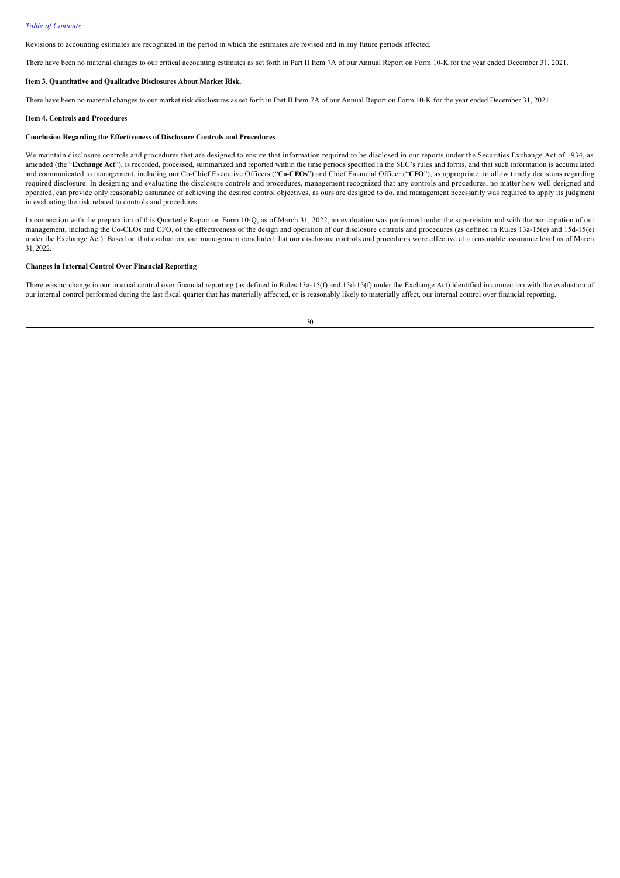Revisions to accounting estimates are recognized in the period in which the estimates are revised and in any future periods affected.

There have been no material changes to our critical accounting estimates as set forth in Part II Item 7A of our Annual Report on Form 10-K for the year ended December 31, 2021.

**Item 3. Quantitative and Qualitative Disclosures About Market Risk.**

There have been no material changes to our market risk disclosures as set forth in Part II Item 7A of our Annual Report on Form 10-K for the year ended December 31, 2021.

**Item 4. Controls and Procedures**

**Conclusion Regarding the Effectiveness of Disclosure Controls and Procedures**

We maintain disclosure controls and procedures that are designed to ensure that information required to be disclosed in our reports under the Securities Exchange Act of 1934, as amended (the "**Exchange Act**"), is recorded, processed, summarized and reported within the time periods specified in the SEC's rules and forms, and that such information is accumulated and communicated to management, including our Co-Chief Executive Officers ("**Co-CEOs**") and Chief Financial Officer ("**CFO**"), as appropriate, to allow timely decisions regarding required disclosure. In designing and evaluating the disclosure controls and procedures, management recognized that any controls and procedures, no matter how well designed and operated, can provide only reasonable assurance of achieving the desired control objectives, as ours are designed to do, and management necessarily was required to apply its judgment in evaluating the risk related to controls and procedures.

In connection with the preparation of this Quarterly Report on Form 10-Q, as of March 31, 2022, an evaluation was performed under the supervision and with the participation of our management, including the Co-CEOs and CFO, of the effectiveness of the design and operation of our disclosure controls and procedures (as defined in Rules 13a-15(e) and 15d-15(e) under the Exchange Act). Based on that evaluation, our management concluded that our disclosure controls and procedures were effective at a reasonable assurance level as of March 31, 2022.

**Changes in Internal Control Over Financial Reporting**

There was no change in our internal control over financial reporting (as defined in Rules 13a-15(f) and 15d-15(f) under the Exchange Act) identified in connection with the evaluation of our internal control performed during the last fiscal quarter that has materially affected, or is reasonably likely to materially affect, our internal control over financial reporting.